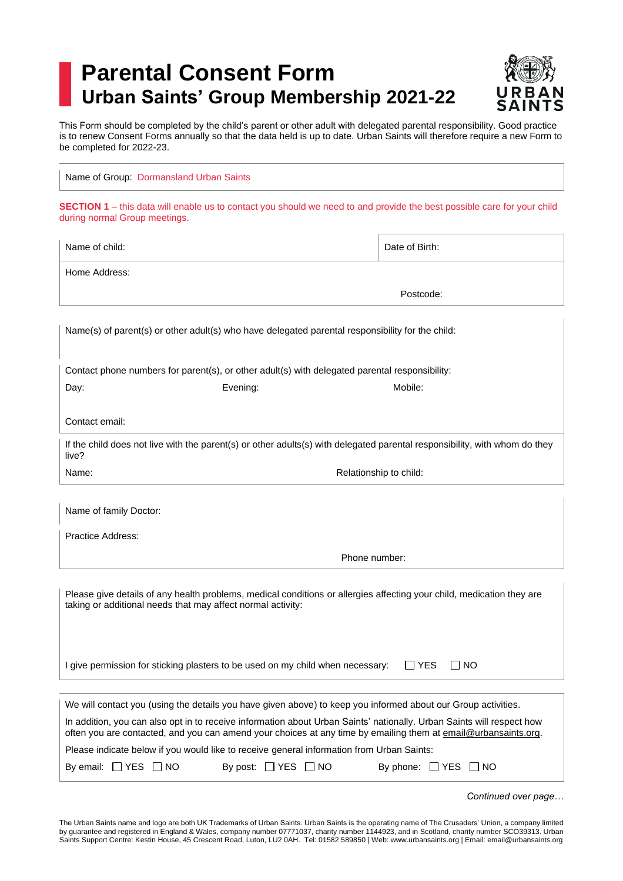# Parental Consent Form

## Urban Saints' Group Membership 2021-22

This Form should be completed by the child's parent or other adult with delegated parental responsibility. Good practice is to renew Consent Forms annually so that the data held is up to date. Urban Saints will therefore require a new Form to be completed for 2022-23.

Name of Group: Dormansland Urban Saints

**SECTION 1** – this data will enable us to contact you should we need to and provide the best possible care for your child during normal Group meetings.

| Name of child: | Date of Birth: |
|---|---|
| Home Address: | |
| | Postcode: |

Name(s) of parent(s) or other adult(s) who have delegated parental responsibility for the child:

Contact phone numbers for parent(s), or other adult(s) with delegated parental responsibility:

Day: Evening: Mobile:

Contact email:

If the child does not live with the parent(s) or other adults(s) with delegated parental responsibility, with whom do they live?

Name: Relationship to child:

Name of family Doctor:

Practice Address:

Phone number:

Please give details of any health problems, medical conditions or allergies affecting your child, medication they are taking or additional needs that may affect normal activity:

I give permission for sticking plasters to be used on my child when necessary: ☐ YES ☐ NO

We will contact you (using the details you have given above) to keep you informed about our Group activities.

In addition, you can also opt in to receive information about Urban Saints' nationally. Urban Saints will respect how often you are contacted, and you can amend your choices at any time by emailing them at email@urbansaints.org.

Please indicate below if you would like to receive general information from Urban Saints:

By email: ☐ YES ☐ NO By post: ☐ YES ☐ NO By phone: ☐ YES ☐ NO

*Continued over page…*

The Urban Saints name and logo are both UK Trademarks of Urban Saints. Urban Saints is the operating name of The Crusaders' Union, a company limited by guarantee and registered in England & Wales, company number 07771037, charity number 1144923, and in Scotland, charity number SCO39313. Urban Saints Support Centre: Kestin House, 45 Crescent Road, Luton, LU2 0AH. Tel: 01582 589850 | Web: www.urbansaints.org | Email: email@urbansaints.org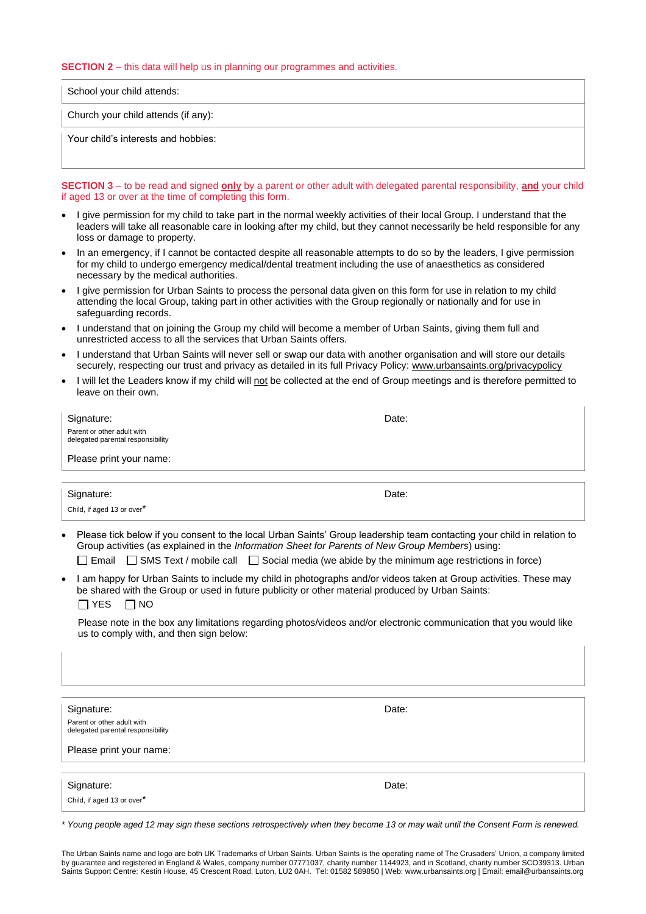**SECTION 2** – this data will help us in planning our programmes and activities.

School your child attends:

Church your child attends (if any):

Your child's interests and hobbies:

**SECTION 3** – to be read and signed **only** by a parent or other adult with delegated parental responsibility, **and** your child if aged 13 or over at the time of completing this form.

- I give permission for my child to take part in the normal weekly activities of their local Group. I understand that the leaders will take all reasonable care in looking after my child, but they cannot necessarily be held responsible for any loss or damage to property.
- In an emergency, if I cannot be contacted despite all reasonable attempts to do so by the leaders, I give permission for my child to undergo emergency medical/dental treatment including the use of anaesthetics as considered necessary by the medical authorities.
- I give permission for Urban Saints to process the personal data given on this form for use in relation to my child attending the local Group, taking part in other activities with the Group regionally or nationally and for use in safeguarding records.
- I understand that on joining the Group my child will become a member of Urban Saints, giving them full and unrestricted access to all the services that Urban Saints offers.
- I understand that Urban Saints will never sell or swap our data with another organisation and will store our details securely, respecting our trust and privacy as detailed in its full Privacy Policy: www.urbansaints.org/privacypolicy
- I will let the Leaders know if my child will not be collected at the end of Group meetings and is therefore permitted to leave on their own.

Signature: Date:
Parent or other adult with delegated parental responsibility

Please print your name:

Signature: Date:
Child, if aged 13 or over*

- Please tick below if you consent to the local Urban Saints' Group leadership team contacting your child in relation to Group activities (as explained in the *Information Sheet for Parents of New Group Members*) using:

  ☐ Email ☐ SMS Text / mobile call ☐ Social media (we abide by the minimum age restrictions in force)

- I am happy for Urban Saints to include my child in photographs and/or videos taken at Group activities. These may be shared with the Group or used in future publicity or other material produced by Urban Saints:

  ☐ YES ☐ NO

  Please note in the box any limitations regarding photos/videos and/or electronic communication that you would like us to comply with, and then sign below:

Signature: Date:
Parent or other adult with delegated parental responsibility

Please print your name:

Signature: Date:
Child, if aged 13 or over*

*\* Young people aged 12 may sign these sections retrospectively when they become 13 or may wait until the Consent Form is renewed.*

The Urban Saints name and logo are both UK Trademarks of Urban Saints. Urban Saints is the operating name of The Crusaders' Union, a company limited by guarantee and registered in England & Wales, company number 07771037, charity number 1144923, and in Scotland, charity number SCO39313. Urban Saints Support Centre: Kestin House, 45 Crescent Road, Luton, LU2 0AH. Tel: 01582 589850 | Web: www.urbansaints.org | Email: email@urbansaints.org